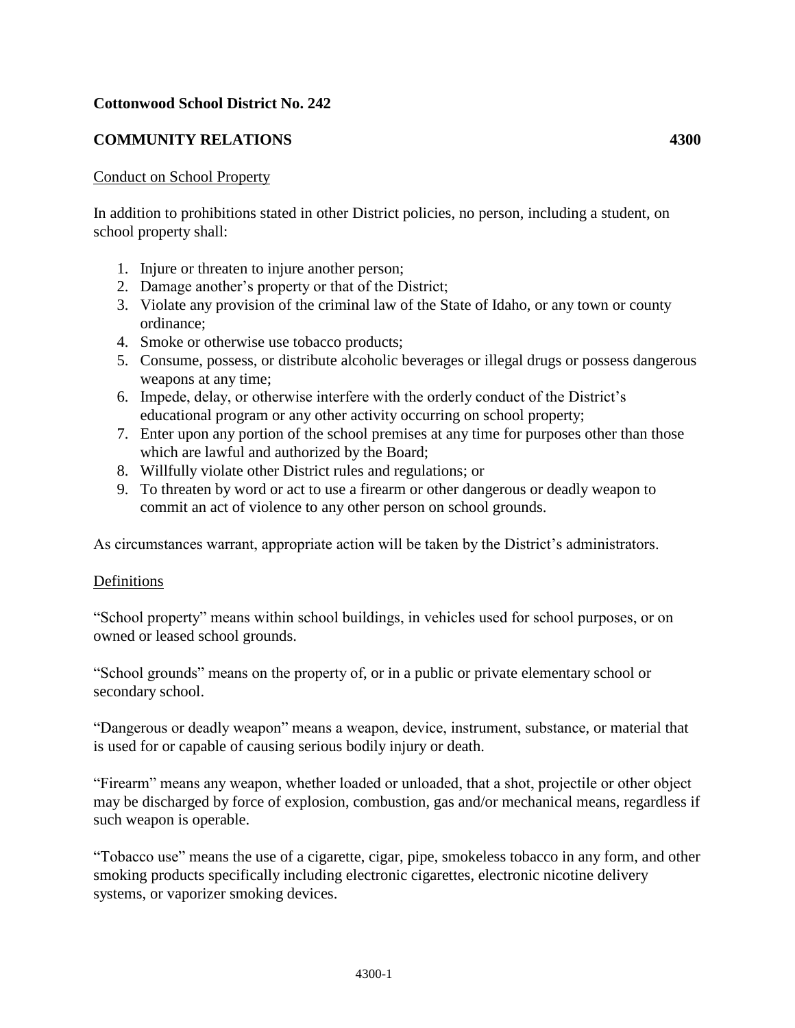**Cottonwood School District No. 242**

## COMMUNITY RELATIONS 4300

Conduct on School Property

In addition to prohibitions stated in other District policies, no person, including a student, on school property shall:

1. Injure or threaten to injure another person;
2. Damage another's property or that of the District;
3. Violate any provision of the criminal law of the State of Idaho, or any town or county ordinance;
4. Smoke or otherwise use tobacco products;
5. Consume, possess, or distribute alcoholic beverages or illegal drugs or possess dangerous weapons at any time;
6. Impede, delay, or otherwise interfere with the orderly conduct of the District's educational program or any other activity occurring on school property;
7. Enter upon any portion of the school premises at any time for purposes other than those which are lawful and authorized by the Board;
8. Willfully violate other District rules and regulations; or
9. To threaten by word or act to use a firearm or other dangerous or deadly weapon to commit an act of violence to any other person on school grounds.

As circumstances warrant, appropriate action will be taken by the District's administrators.

Definitions

"School property" means within school buildings, in vehicles used for school purposes, or on owned or leased school grounds.

"School grounds" means on the property of, or in a public or private elementary school or secondary school.

"Dangerous or deadly weapon" means a weapon, device, instrument, substance, or material that is used for or capable of causing serious bodily injury or death.

"Firearm" means any weapon, whether loaded or unloaded, that a shot, projectile or other object may be discharged by force of explosion, combustion, gas and/or mechanical means, regardless if such weapon is operable.

"Tobacco use" means the use of a cigarette, cigar, pipe, smokeless tobacco in any form, and other smoking products specifically including electronic cigarettes, electronic nicotine delivery systems, or vaporizer smoking devices.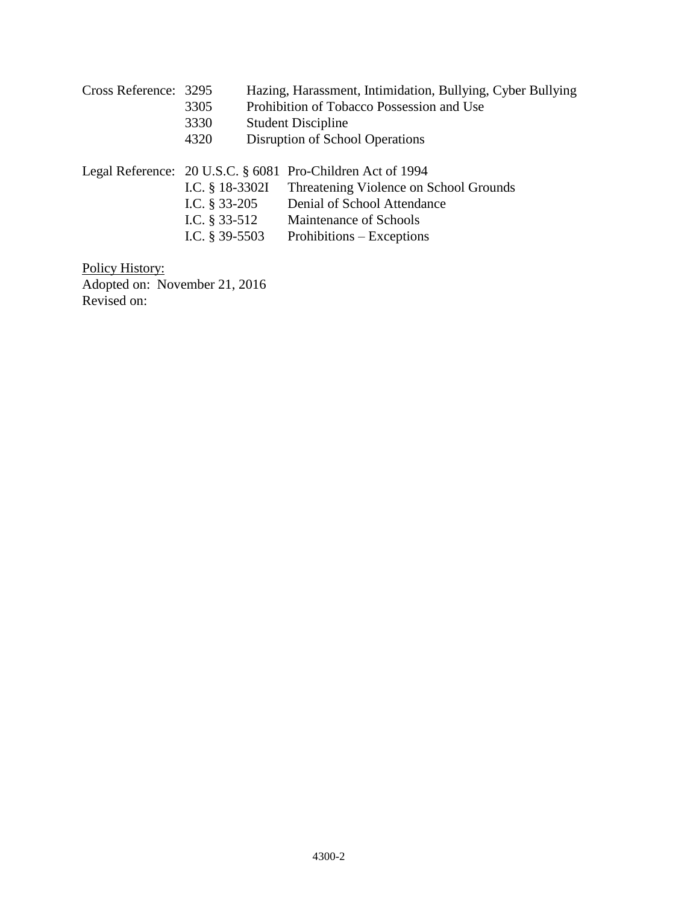| | | |
|---|---|---|
| Cross Reference: | 3295 | Hazing, Harassment, Intimidation, Bullying, Cyber Bullying |
| | 3305 | Prohibition of Tobacco Possession and Use |
| | 3330 | Student Discipline |
| | 4320 | Disruption of School Operations |

| | | |
|---|---|---|
| Legal Reference: | 20 U.S.C. § 6081 | Pro-Children Act of 1994 |
| | I.C. § 18-3302I | Threatening Violence on School Grounds |
| | I.C. § 33-205 | Denial of School Attendance |
| | I.C. § 33-512 | Maintenance of Schools |
| | I.C. § 39-5503 | Prohibitions – Exceptions |

<u>Policy History:</u>
Adopted on: November 21, 2016
Revised on: